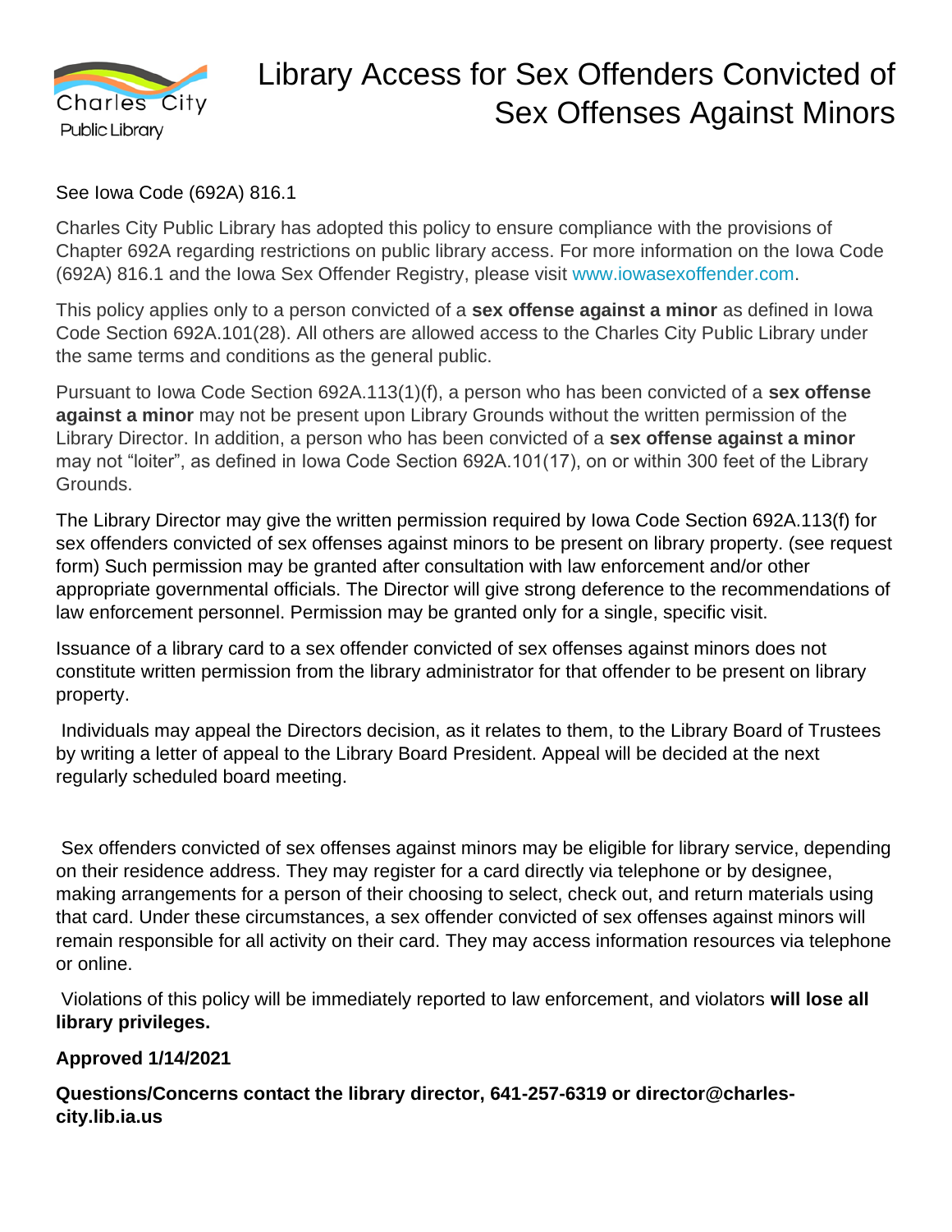Charles City Public Library

# Library Access for Sex Offenders Convicted of Sex Offenses Against Minors

See Iowa Code (692A) 816.1

Charles City Public Library has adopted this policy to ensure compliance with the provisions of Chapter 692A regarding restrictions on public library access. For more information on the Iowa Code (692A) 816.1 and the Iowa Sex Offender Registry, please visit www.iowasexoffender.com.

This policy applies only to a person convicted of a **sex offense against a minor** as defined in Iowa Code Section 692A.101(28). All others are allowed access to the Charles City Public Library under the same terms and conditions as the general public.

Pursuant to Iowa Code Section 692A.113(1)(f), a person who has been convicted of a **sex offense against a minor** may not be present upon Library Grounds without the written permission of the Library Director. In addition, a person who has been convicted of a **sex offense against a minor** may not "loiter", as defined in Iowa Code Section 692A.101(17), on or within 300 feet of the Library Grounds.

The Library Director may give the written permission required by Iowa Code Section 692A.113(f) for sex offenders convicted of sex offenses against minors to be present on library property. (see request form) Such permission may be granted after consultation with law enforcement and/or other appropriate governmental officials. The Director will give strong deference to the recommendations of law enforcement personnel. Permission may be granted only for a single, specific visit.

Issuance of a library card to a sex offender convicted of sex offenses against minors does not constitute written permission from the library administrator for that offender to be present on library property.

Individuals may appeal the Directors decision, as it relates to them, to the Library Board of Trustees by writing a letter of appeal to the Library Board President. Appeal will be decided at the next regularly scheduled board meeting.

Sex offenders convicted of sex offenses against minors may be eligible for library service, depending on their residence address. They may register for a card directly via telephone or by designee, making arrangements for a person of their choosing to select, check out, and return materials using that card. Under these circumstances, a sex offender convicted of sex offenses against minors will remain responsible for all activity on their card. They may access information resources via telephone or online.

Violations of this policy will be immediately reported to law enforcement, and violators **will lose all library privileges.**

**Approved 1/14/2021**

**Questions/Concerns contact the library director, 641-257-6319 or director@charles-city.lib.ia.us**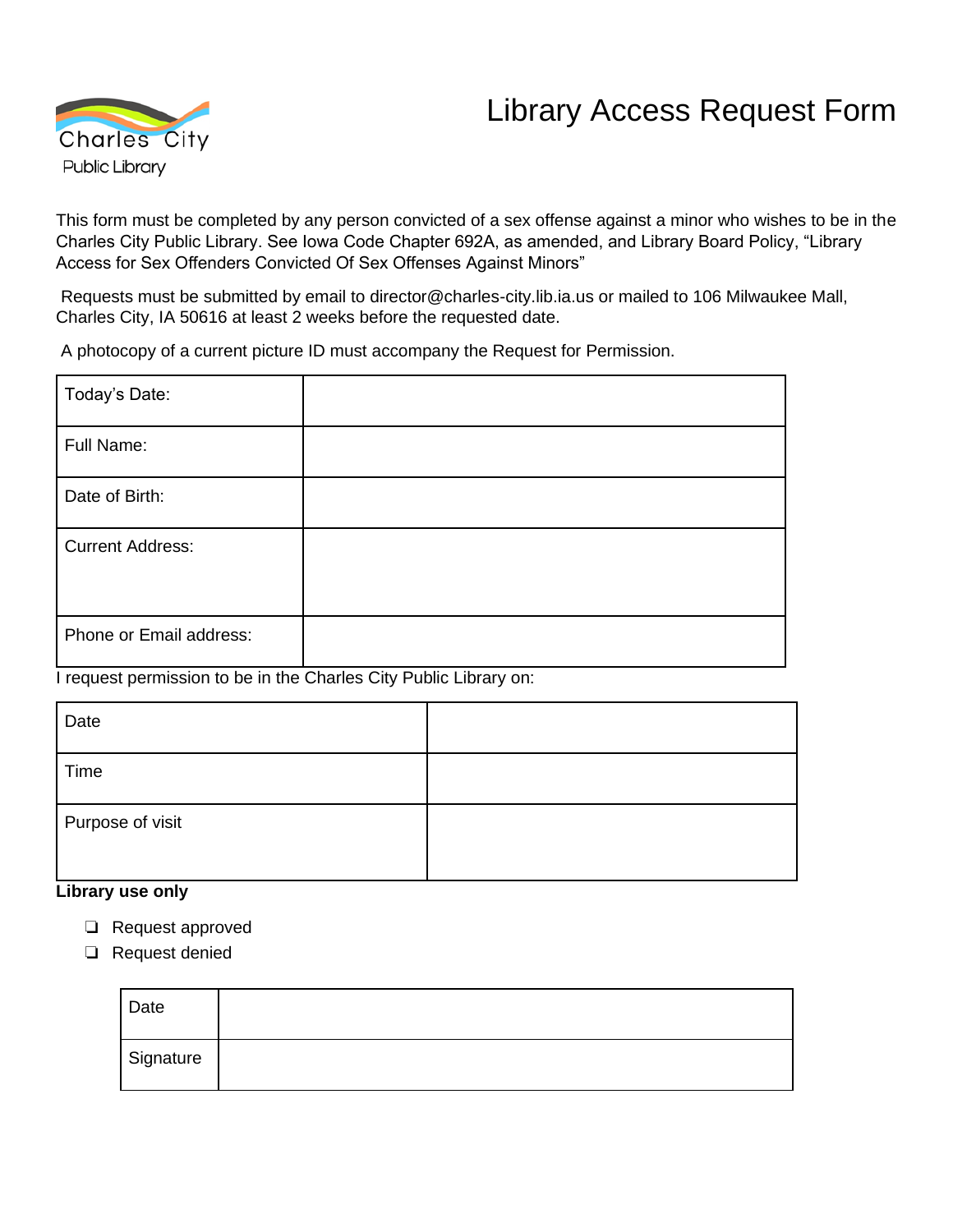Charles City Public Library

# Library Access Request Form

This form must be completed by any person convicted of a sex offense against a minor who wishes to be in the Charles City Public Library. See Iowa Code Chapter 692A, as amended, and Library Board Policy, “Library Access for Sex Offenders Convicted Of Sex Offenses Against Minors”

Requests must be submitted by email to director@charles-city.lib.ia.us or mailed to 106 Milwaukee Mall, Charles City, IA 50616 at least 2 weeks before the requested date.

A photocopy of a current picture ID must accompany the Request for Permission.

| | |
|---|---|
| Today’s Date: | |
| Full Name: | |
| Date of Birth: | |
| Current Address: | |
| Phone or Email address: | |

I request permission to be in the Charles City Public Library on:

| | |
|---|---|
| Date | |
| Time | |
| Purpose of visit | |

**Library use only**

- ❑ Request approved
- ❑ Request denied

| | |
|---|---|
| Date | |
| Signature | |